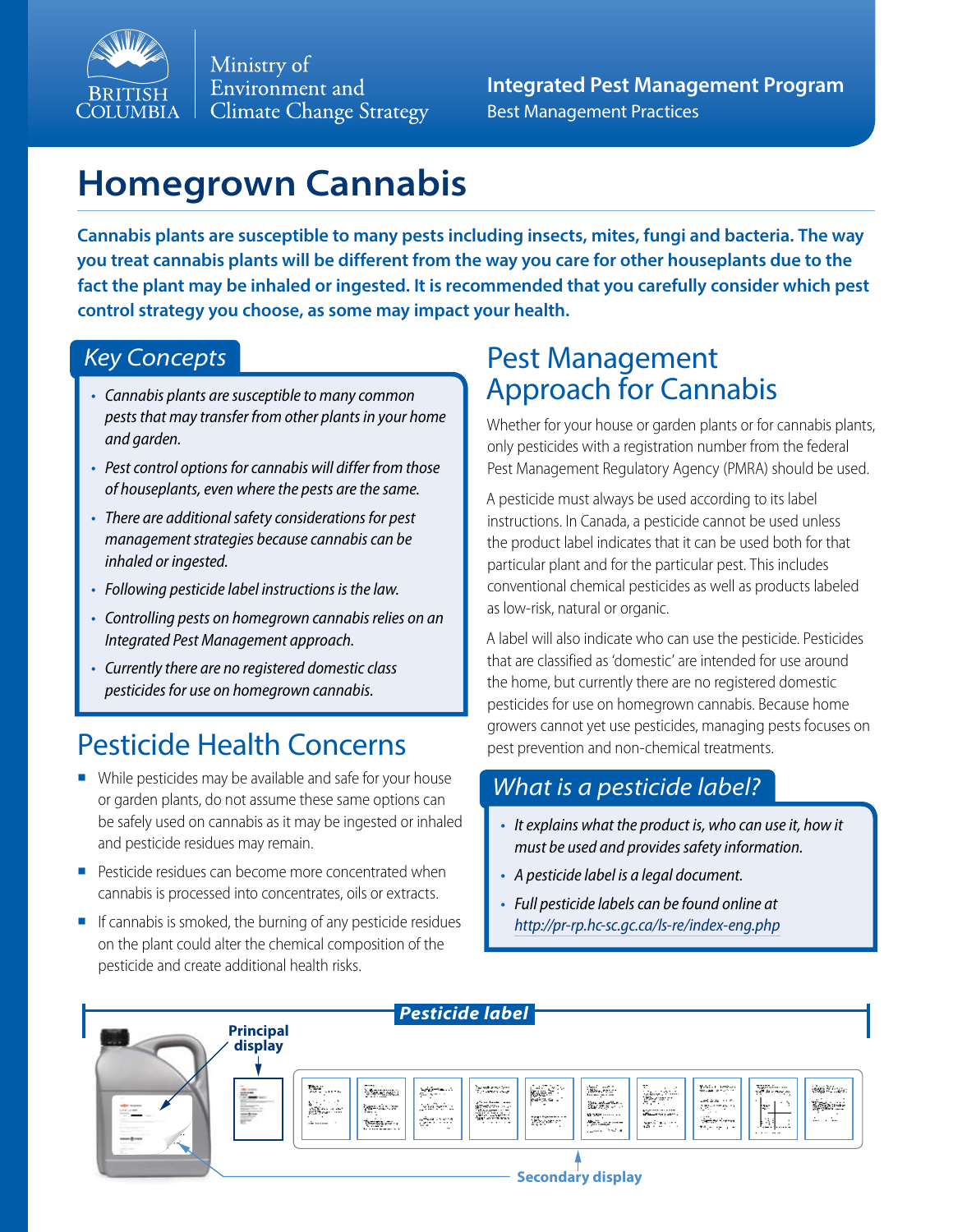Ministry of Environment and Climate Change Strategy

**Integrated Pest Management Program**
Best Management Practices

# Homegrown Cannabis

**Cannabis plants are susceptible to many pests including insects, mites, fungi and bacteria. The way you treat cannabis plants will be different from the way you care for other houseplants due to the fact the plant may be inhaled or ingested. It is recommended that you carefully consider which pest control strategy you choose, as some may impact your health.**

## *Key Concepts*

- *Cannabis plants are susceptible to many common pests that may transfer from other plants in your home and garden.*
- *Pest control options for cannabis will differ from those of houseplants, even where the pests are the same.*
- *There are additional safety considerations for pest management strategies because cannabis can be inhaled or ingested.*
- *Following pesticide label instructions is the law.*
- *Controlling pests on homegrown cannabis relies on an Integrated Pest Management approach.*
- *Currently there are no registered domestic class pesticides for use on homegrown cannabis.*

## Pesticide Health Concerns

- While pesticides may be available and safe for your house or garden plants, do not assume these same options can be safely used on cannabis as it may be ingested or inhaled and pesticide residues may remain.
- Pesticide residues can become more concentrated when cannabis is processed into concentrates, oils or extracts.
- If cannabis is smoked, the burning of any pesticide residues on the plant could alter the chemical composition of the pesticide and create additional health risks.

## Pest Management Approach for Cannabis

Whether for your house or garden plants or for cannabis plants, only pesticides with a registration number from the federal Pest Management Regulatory Agency (PMRA) should be used.

A pesticide must always be used according to its label instructions. In Canada, a pesticide cannot be used unless the product label indicates that it can be used both for that particular plant and for the particular pest. This includes conventional chemical pesticides as well as products labeled as low-risk, natural or organic.

A label will also indicate who can use the pesticide. Pesticides that are classified as 'domestic' are intended for use around the home, but currently there are no registered domestic pesticides for use on homegrown cannabis. Because home growers cannot yet use pesticides, managing pests focuses on pest prevention and non-chemical treatments.

## *What is a pesticide label?*

- *It explains what the product is, who can use it, how it must be used and provides safety information.*
- *A pesticide label is a legal document.*
- *Full pesticide labels can be found online at http://pr-rp.hc-sc.gc.ca/ls-re/index-eng.php*

***Pesticide label***

**Principal display**

**Secondary display**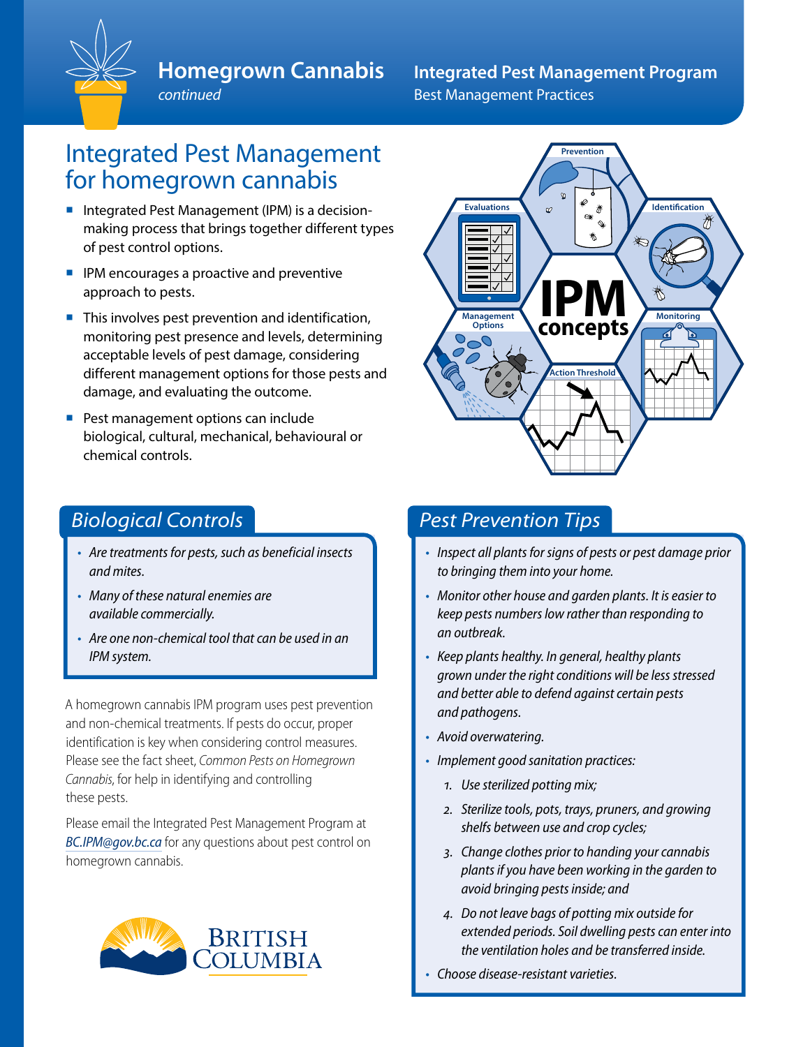# Homegrown Cannabis
*continued*

**Integrated Pest Management Program**
Best Management Practices

## Integrated Pest Management for homegrown cannabis

- Integrated Pest Management (IPM) is a decision-making process that brings together different types of pest control options.
- IPM encourages a proactive and preventive approach to pests.
- This involves pest prevention and identification, monitoring pest presence and levels, determining acceptable levels of pest damage, considering different management options for those pests and damage, and evaluating the outcome.
- Pest management options can include biological, cultural, mechanical, behavioural or chemical controls.

IPM concepts

Prevention

Identification

Monitoring

Action Threshold

Management Options

Evaluations

## *Biological Controls*

- *Are treatments for pests, such as beneficial insects and mites.*
- *Many of these natural enemies are available commercially.*
- *Are one non-chemical tool that can be used in an IPM system.*

A homegrown cannabis IPM program uses pest prevention and non-chemical treatments. If pests do occur, proper identification is key when considering control measures. Please see the fact sheet, *Common Pests on Homegrown Cannabis*, for help in identifying and controlling these pests.

Please email the Integrated Pest Management Program at *BC.IPM@gov.bc.ca* for any questions about pest control on homegrown cannabis.

## *Pest Prevention Tips*

- *Inspect all plants for signs of pests or pest damage prior to bringing them into your home.*
- *Monitor other house and garden plants. It is easier to keep pests numbers low rather than responding to an outbreak.*
- *Keep plants healthy. In general, healthy plants grown under the right conditions will be less stressed and better able to defend against certain pests and pathogens.*
- *Avoid overwatering.*
- *Implement good sanitation practices:*
  1. *Use sterilized potting mix;*
  2. *Sterilize tools, pots, trays, pruners, and growing shelfs between use and crop cycles;*
  3. *Change clothes prior to handing your cannabis plants if you have been working in the garden to avoid bringing pests inside; and*
  4. *Do not leave bags of potting mix outside for extended periods. Soil dwelling pests can enter into the ventilation holes and be transferred inside.*
- *Choose disease-resistant varieties.*

BRITISH COLUMBIA